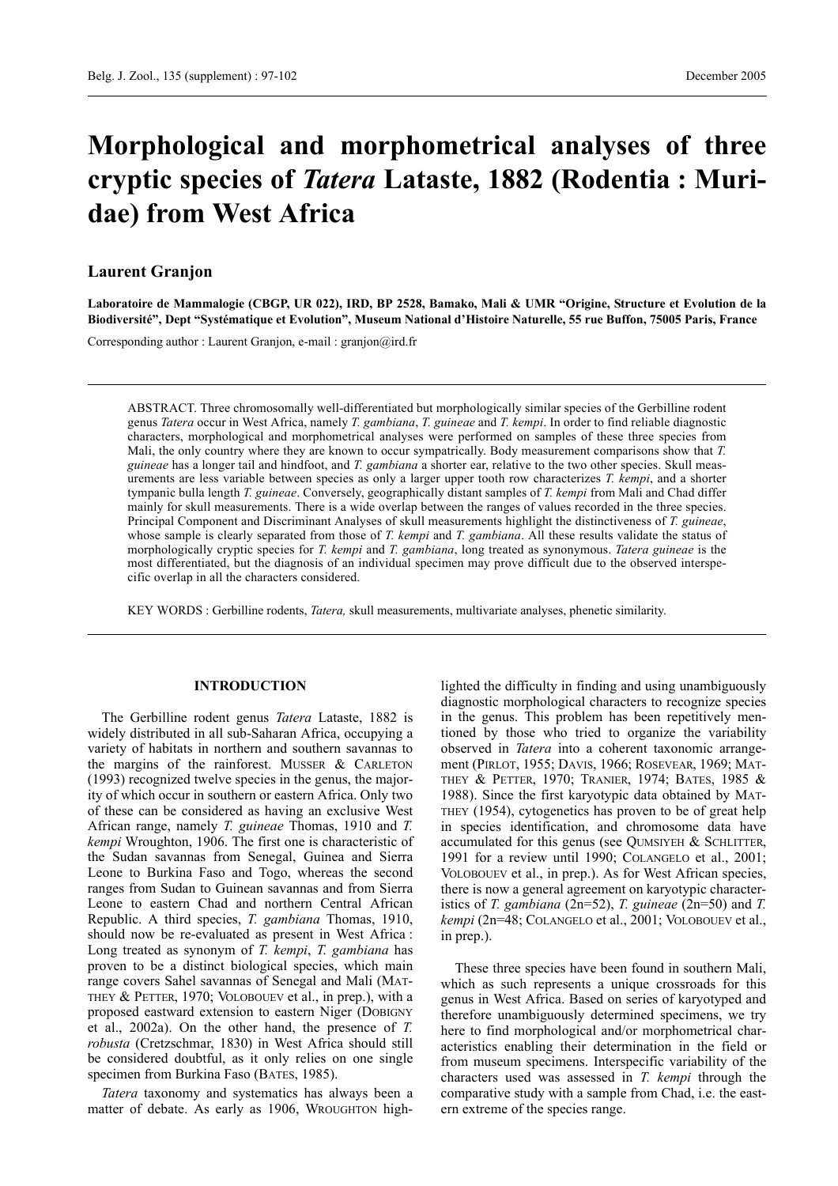# Morphological and morphometrical analyses of three cryptic species of *Tatera* Lataste, 1882 (Rodentia : Muridae) from West Africa

**Laurent Granjon**

**Laboratoire de Mammalogie (CBGP, UR 022), IRD, BP 2528, Bamako, Mali & UMR "Origine, Structure et Evolution de la Biodiversité", Dept "Systématique et Evolution", Museum National d'Histoire Naturelle, 55 rue Buffon, 75005 Paris, France**

Corresponding author : Laurent Granjon, e-mail : granjon@ird.fr

ABSTRACT. Three chromosomally well-differentiated but morphologically similar species of the Gerbilline rodent genus *Tatera* occur in West Africa, namely *T. gambiana*, *T. guineae* and *T. kempi*. In order to find reliable diagnostic characters, morphological and morphometrical analyses were performed on samples of these three species from Mali, the only country where they are known to occur sympatrically. Body measurement comparisons show that *T. guineae* has a longer tail and hindfoot, and *T. gambiana* a shorter ear, relative to the two other species. Skull measurements are less variable between species as only a larger upper tooth row characterizes *T. kempi*, and a shorter tympanic bulla length *T. guineae*. Conversely, geographically distant samples of *T. kempi* from Mali and Chad differ mainly for skull measurements. There is a wide overlap between the ranges of values recorded in the three species. Principal Component and Discriminant Analyses of skull measurements highlight the distinctiveness of *T. guineae*, whose sample is clearly separated from those of *T. kempi* and *T. gambiana*. All these results validate the status of morphologically cryptic species for *T. kempi* and *T. gambiana*, long treated as synonymous. *Tatera guineae* is the most differentiated, but the diagnosis of an individual specimen may prove difficult due to the observed interspecific overlap in all the characters considered.

KEY WORDS : Gerbilline rodents, *Tatera,* skull measurements, multivariate analyses, phenetic similarity.

## INTRODUCTION

The Gerbilline rodent genus *Tatera* Lataste, 1882 is widely distributed in all sub-Saharan Africa, occupying a variety of habitats in northern and southern savannas to the margins of the rainforest. MUSSER & CARLETON (1993) recognized twelve species in the genus, the majority of which occur in southern or eastern Africa. Only two of these can be considered as having an exclusive West African range, namely *T. guineae* Thomas, 1910 and *T. kempi* Wroughton, 1906. The first one is characteristic of the Sudan savannas from Senegal, Guinea and Sierra Leone to Burkina Faso and Togo, whereas the second ranges from Sudan to Guinean savannas and from Sierra Leone to eastern Chad and northern Central African Republic. A third species, *T. gambiana* Thomas, 1910, should now be re-evaluated as present in West Africa : Long treated as synonym of *T. kempi*, *T. gambiana* has proven to be a distinct biological species, which main range covers Sahel savannas of Senegal and Mali (MATTHEY & PETTER, 1970; VOLOBOUEV et al., in prep.), with a proposed eastward extension to eastern Niger (DOBIGNY et al., 2002a). On the other hand, the presence of *T. robusta* (Cretzschmar, 1830) in West Africa should still be considered doubtful, as it only relies on one single specimen from Burkina Faso (BATES, 1985).

*Tatera* taxonomy and systematics has always been a matter of debate. As early as 1906, WROUGHTON highlighted the difficulty in finding and using unambiguously diagnostic morphological characters to recognize species in the genus. This problem has been repetitively mentioned by those who tried to organize the variability observed in *Tatera* into a coherent taxonomic arrangement (PIRLOT, 1955; DAVIS, 1966; ROSEVEAR, 1969; MATTHEY & PETTER, 1970; TRANIER, 1974; BATES, 1985 & 1988). Since the first karyotypic data obtained by MATTHEY (1954), cytogenetics has proven to be of great help in species identification, and chromosome data have accumulated for this genus (see QUMSIYEH & SCHLITTER, 1991 for a review until 1990; COLANGELO et al., 2001; VOLOBOUEV et al., in prep.). As for West African species, there is now a general agreement on karyotypic characteristics of *T. gambiana* (2n=52), *T. guineae* (2n=50) and *T. kempi* (2n=48; COLANGELO et al., 2001; VOLOBOUEV et al., in prep.).

These three species have been found in southern Mali, which as such represents a unique crossroads for this genus in West Africa. Based on series of karyotyped and therefore unambiguously determined specimens, we try here to find morphological and/or morphometrical characteristics enabling their determination in the field or from museum specimens. Interspecific variability of the characters used was assessed in *T. kempi* through the comparative study with a sample from Chad, i.e. the eastern extreme of the species range.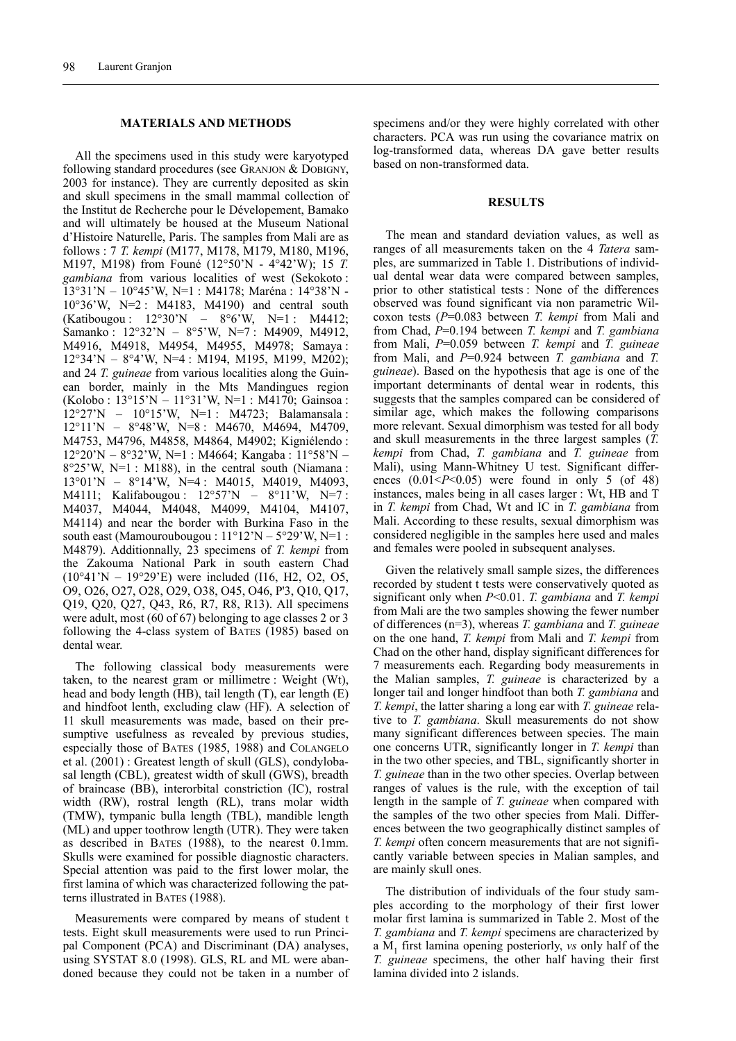## MATERIALS AND METHODS

All the specimens used in this study were karyotyped following standard procedures (see GRANJON & DOBIGNY, 2003 for instance). They are currently deposited as skin and skull specimens in the small mammal collection of the Institut de Recherche pour le Dévelopement, Bamako and will ultimately be housed at the Museum National d'Histoire Naturelle, Paris. The samples from Mali are as follows : 7 *T. kempi* (M177, M178, M179, M180, M196, M197, M198) from Founé (12°50'N - 4°42'W); 15 *T. gambiana* from various localities of west (Sekokoto : 13°31'N – 10°45'W, N=1 : M4178; Maréna : 14°38'N - 10°36'W, N=2 : M4183, M4190) and central south (Katibougou : 12°30'N – 8°6'W, N=1 : M4412; Samanko : 12°32'N – 8°5'W, N=7 : M4909, M4912, M4916, M4918, M4954, M4955, M4978; Samaya : 12°34'N – 8°4'W, N=4 : M194, M195, M199, M202); and 24 *T. guineae* from various localities along the Guinean border, mainly in the Mts Mandingues region (Kolobo : 13°15'N – 11°31'W, N=1 : M4170; Gainsoa : 12°27'N – 10°15'W, N=1 : M4723; Balamansala : 12°11'N – 8°48'W, N=8 : M4670, M4694, M4709, M4753, M4796, M4858, M4864, M4902; Kigniélendo : 12°20'N – 8°32'W, N=1 : M4664; Kangaba : 11°58'N – 8°25'W, N=1 : M188), in the central south (Niamana : 13°01'N – 8°14'W, N=4 : M4015, M4019, M4093, M4111; Kalifabougou : 12°57'N – 8°11'W, N=7 : M4037, M4044, M4048, M4099, M4104, M4107, M4114) and near the border with Burkina Faso in the south east (Mamouroubougou : 11°12'N – 5°29'W, N=1 : M4879). Additionnally, 23 specimens of *T. kempi* from the Zakouma National Park in south eastern Chad (10°41'N – 19°29'E) were included (I16, H2, O2, O5, O9, O26, O27, O28, O29, O38, O45, O46, P'3, Q10, Q17, Q19, Q20, Q27, Q43, R6, R7, R8, R13). All specimens were adult, most (60 of 67) belonging to age classes 2 or 3 following the 4-class system of BATES (1985) based on dental wear.

The following classical body measurements were taken, to the nearest gram or millimetre : Weight (Wt), head and body length (HB), tail length (T), ear length (E) and hindfoot lenth, excluding claw (HF). A selection of 11 skull measurements was made, based on their presumptive usefulness as revealed by previous studies, especially those of BATES (1985, 1988) and COLANGELO et al. (2001) : Greatest length of skull (GLS), condylobasal length (CBL), greatest width of skull (GWS), breadth of braincase (BB), interorbital constriction (IC), rostral width (RW), rostral length (RL), trans molar width (TMW), tympanic bulla length (TBL), mandible length (ML) and upper toothrow length (UTR). They were taken as described in BATES (1988), to the nearest 0.1mm. Skulls were examined for possible diagnostic characters. Special attention was paid to the first lower molar, the first lamina of which was characterized following the patterns illustrated in BATES (1988).

Measurements were compared by means of student t tests. Eight skull measurements were used to run Principal Component (PCA) and Discriminant (DA) analyses, using SYSTAT 8.0 (1998). GLS, RL and ML were abandoned because they could not be taken in a number of specimens and/or they were highly correlated with other characters. PCA was run using the covariance matrix on log-transformed data, whereas DA gave better results based on non-transformed data.

## RESULTS

The mean and standard deviation values, as well as ranges of all measurements taken on the 4 *Tatera* samples, are summarized in Table 1. Distributions of individual dental wear data were compared between samples, prior to other statistical tests : None of the differences observed was found significant via non parametric Wilcoxon tests ($P$=0.083 between *T. kempi* from Mali and from Chad, $P$=0.194 between *T. kempi* and *T. gambiana* from Mali, $P$=0.059 between *T. kempi* and *T. guineae* from Mali, and $P$=0.924 between *T. gambiana* and *T. guineae*). Based on the hypothesis that age is one of the important determinants of dental wear in rodents, this suggests that the samples compared can be considered of similar age, which makes the following comparisons more relevant. Sexual dimorphism was tested for all body and skull measurements in the three largest samples (*T. kempi* from Chad, *T. gambiana* and *T. guineae* from Mali), using Mann-Whitney U test. Significant differences ($0.01<P<0.05$) were found in only 5 (of 48) instances, males being in all cases larger : Wt, HB and T in *T. kempi* from Chad, Wt and IC in *T. gambiana* from Mali. According to these results, sexual dimorphism was considered negligible in the samples here used and males and females were pooled in subsequent analyses.

Given the relatively small sample sizes, the differences recorded by student t tests were conservatively quoted as significant only when $P<0.01$. *T. gambiana* and *T. kempi* from Mali are the two samples showing the fewer number of differences (n=3), whereas *T. gambiana* and *T. guineae* on the one hand, *T. kempi* from Mali and *T. kempi* from Chad on the other hand, display significant differences for 7 measurements each. Regarding body measurements in the Malian samples, *T. guineae* is characterized by a longer tail and longer hindfoot than both *T. gambiana* and *T. kempi*, the latter sharing a long ear with *T. guineae* relative to *T. gambiana*. Skull measurements do not show many significant differences between species. The main one concerns UTR, significantly longer in *T. kempi* than in the two other species, and TBL, significantly shorter in *T. guineae* than in the two other species. Overlap between ranges of values is the rule, with the exception of tail length in the sample of *T. guineae* when compared with the samples of the two other species from Mali. Differences between the two geographically distinct samples of *T. kempi* often concern measurements that are not significantly variable between species in Malian samples, and are mainly skull ones.

The distribution of individuals of the four study samples according to the morphology of their first lower molar first lamina is summarized in Table 2. Most of the *T. gambiana* and *T. kempi* specimens are characterized by a $M_1$ first lamina opening posteriorly, *vs* only half of the *T. guineae* specimens, the other half having their first lamina divided into 2 islands.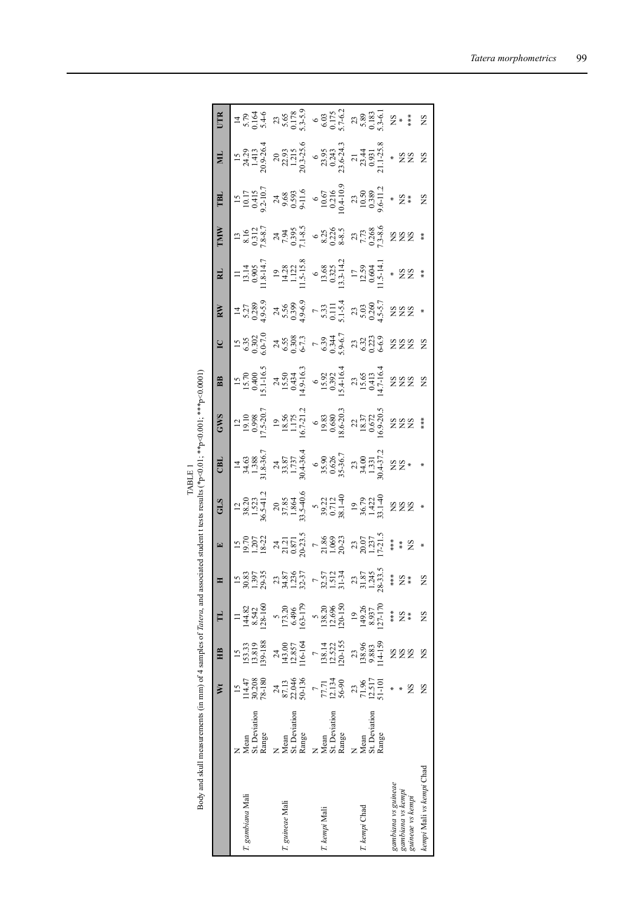TABLE 1

Body and skull measurements (in mm) of 4 samples of *Tatera*, and associated student t tests results (*p<0.01; **p<0.001; ***p<0.0001)

| | | Wt | HB | TL | H | E | GLS | CBL | GWS | BB | IC | RW | RL | TMW | TBL | ML | UTR |
|---|---|---|---|---|---|---|---|---|---|---|---|---|---|---|---|---|---|
| *T. gambiana* Mali | N | 15 | 15 | 11 | 15 | 15 | 12 | 14 | 12 | 15 | 15 | 14 | 11 | 13 | 15 | 15 | 14 |
| | Mean | 114.47 | 153.33 | 144.82 | 30.83 | 19.70 | 38.20 | 34.63 | 19.10 | 15.70 | 6.35 | 5.27 | 13.14 | 8.16 | 10.17 | 24.29 | 5.79 |
| | St. Deviation | 30.208 | 13.819 | 8.542 | 1.397 | 1.207 | 1.523 | 1.388 | 0.998 | 0.400 | 0.302 | 0.289 | 0.905 | 0.312 | 0.415 | 1.413 | 0.164 |
| | Range | 78-180 | 139-188 | 128-160 | 29-35 | 18-22 | 36.5-41.2 | 31.8-36.7 | 17.5-20.7 | 15.1-16.5 | 6.0-7.0 | 4.9-5.9 | 11.8-14.7 | 7.8-8.7 | 9.2-10.7 | 20.9-26.4 | 5.4-6 |
| *T. guineae* Mali | N | 24 | 24 | 5 | 23 | 24 | 20 | 24 | 19 | 24 | 24 | 24 | 19 | 24 | 24 | 20 | 23 |
| | Mean | 87.13 | 143.00 | 173.20 | 34.87 | 21.21 | 37.85 | 33.87 | 18.56 | 15.50 | 6.55 | 5.56 | 14.28 | 7.94 | 9.68 | 22.93 | 5.65 |
| | St. Deviation | 22.046 | 12.857 | 6.496 | 1.236 | 0.871 | 1.864 | 1.737 | 1.175 | 0.434 | 0.308 | 0.399 | 1.122 | 0.395 | 0.593 | 1.215 | 0.178 |
| | Range | 50-136 | 116-164 | 163-179 | 32-37 | 20-23.5 | 33.5-40.6 | 30.4-36.4 | 16.7-21.2 | 14.9-16.3 | 6-7.3 | 4.9-6.9 | 11.5-15.8 | 7.1-8.5 | 9-11.6 | 20.3-25.6 | 5.3-5.9 |
| *T. kempi* Mali | N | 7 | 7 | 5 | 7 | 7 | 5 | 6 | 6 | 6 | 7 | 7 | 6 | 6 | 6 | 6 | 6 |
| | Mean | 77.71 | 138.14 | 138.20 | 32.57 | 21.86 | 39.22 | 35.90 | 19.83 | 15.92 | 6.39 | 5.33 | 13.68 | 8.25 | 10.67 | 23.95 | 6.03 |
| | St. Deviation | 12.134 | 12.522 | 12.696 | 1.512 | 1.069 | 0.712 | 0.626 | 0.680 | 0.392 | 0.344 | 0.111 | 0.325 | 0.226 | 0.216 | 0.243 | 0.175 |
| | Range | 56-90 | 120-155 | 120-150 | 31-34 | 20-23 | 38.1-40 | 35-36.7 | 18.6-20.3 | 15.4-16.4 | 5.9-6.7 | 5.1-5.4 | 13.3-14.2 | 8-8.5 | 10.4-10.9 | 23.6-24.3 | 5.7-6.2 |
| *T. kempi* Chad | N | 23 | 23 | 19 | 23 | 23 | 19 | 23 | 22 | 23 | 23 | 23 | 17 | 23 | 23 | 21 | 23 |
| | Mean | 71.96 | 138.96 | 149.26 | 31.87 | 20.07 | 36.79 | 34.00 | 18.37 | 15.65 | 6.32 | 5.03 | 12.59 | 7.73 | 10.50 | 23.44 | 5.89 |
| | St. Deviation | 12.517 | 9.883 | 8.937 | 1.245 | 1.237 | 1.422 | 1.331 | 0.672 | 0.413 | 0.223 | 0.260 | 0.604 | 0.268 | 0.389 | 0.931 | 0.183 |
| | Range | 51-101 | 114-159 | 127-170 | 28-33.5 | 17-21.5 | 33.1-40 | 30.4-37.2 | 16.9-20.5 | 14.7-16.4 | 6-6.9 | 4.5-5.7 | 11.5-14.1 | 7.3-8.6 | 9.6-11.2 | 21.1-25.8 | 5.3-6.1 |
| *gambiana vs guineae* | | * | NS | *** | *** | *** | NS | NS | NS | NS | NS | NS | * | NS | * | * | NS |
| *gambiana vs kempi* | | * | NS | NS | NS | ** | NS | NS | NS | NS | NS | NS | NS | NS | NS | NS | * |
| *guineae vs kempi* | | NS | NS | ** | ** | NS | NS | * | NS | NS | NS | NS | NS | NS | ** | NS | *** |
| *kempi* Mali *vs kempi* Chad | | NS | NS | NS | NS | * | * | * | *** | NS | NS | * | ** | ** | NS | NS | NS |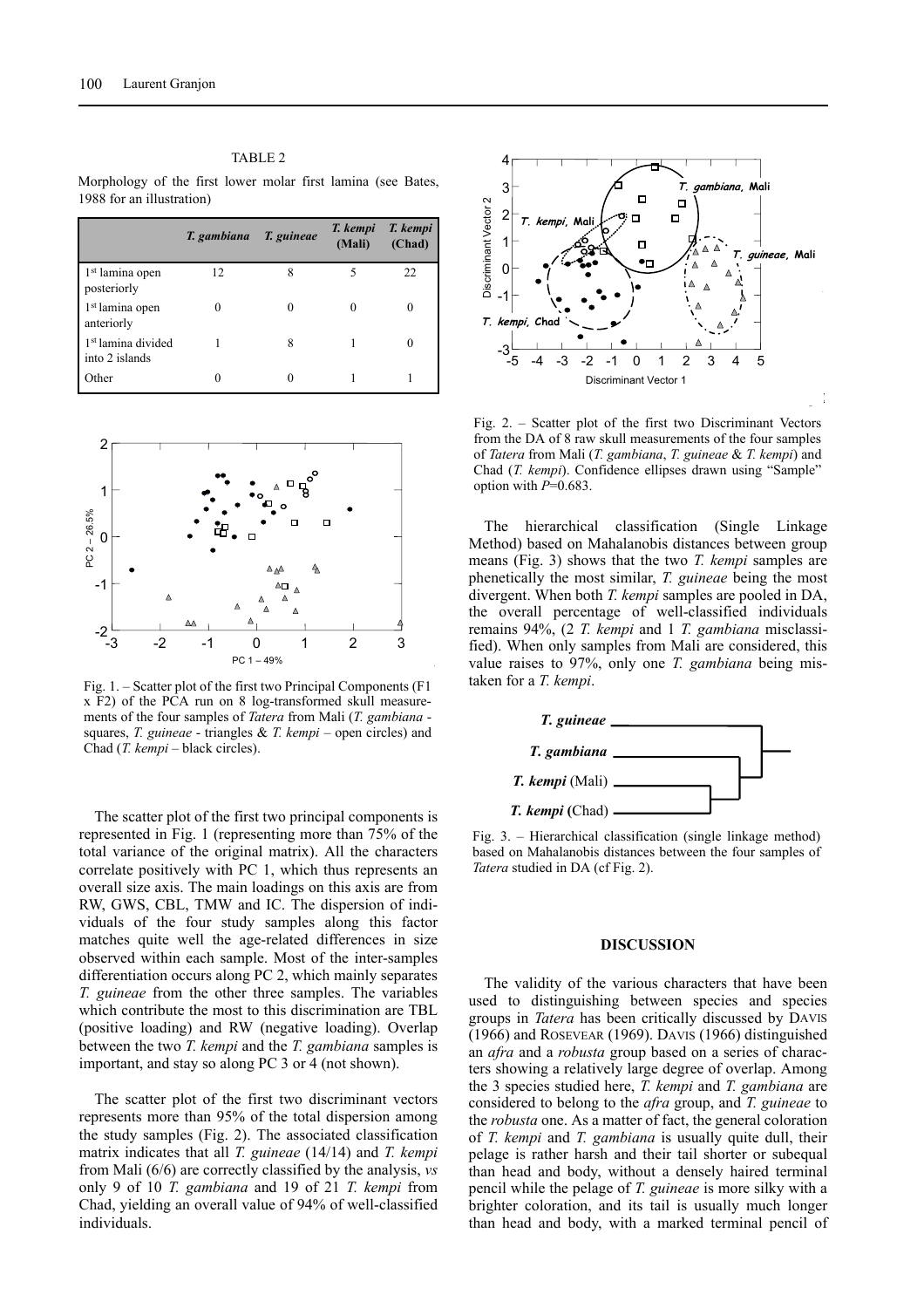TABLE 2

Morphology of the first lower molar first lamina (see Bates, 1988 for an illustration)

| | *T. gambiana* | *T. guineae* | *T. kempi* (Mali) | *T. kempi* (Chad) |
|---|---|---|---|---|
| 1st lamina open posteriorly | 12 | 8 | 5 | 22 |
| 1st lamina open anteriorly | 0 | 0 | 0 | 0 |
| 1st lamina divided into 2 islands | 1 | 8 | 1 | 0 |
| Other | 0 | 0 | 1 | 1 |

Fig. 1. – Scatter plot of the first two Principal Components (F1 x F2) of the PCA run on 8 log-transformed skull measurements of the four samples of *Tatera* from Mali (*T. gambiana* - squares, *T. guineae* - triangles & *T. kempi* – open circles) and Chad (*T. kempi* – black circles).

The scatter plot of the first two principal components is represented in Fig. 1 (representing more than 75% of the total variance of the original matrix). All the characters correlate positively with PC 1, which thus represents an overall size axis. The main loadings on this axis are from RW, GWS, CBL, TMW and IC. The dispersion of individuals of the four study samples along this factor matches quite well the age-related differences in size observed within each sample. Most of the inter-samples differentiation occurs along PC 2, which mainly separates *T. guineae* from the other three samples. The variables which contribute the most to this discrimination are TBL (positive loading) and RW (negative loading). Overlap between the two *T. kempi* and the *T. gambiana* samples is important, and stay so along PC 3 or 4 (not shown).

The scatter plot of the first two discriminant vectors represents more than 95% of the total dispersion among the study samples (Fig. 2). The associated classification matrix indicates that all *T. guineae* (14/14) and *T. kempi* from Mali (6/6) are correctly classified by the analysis, *vs* only 9 of 10 *T. gambiana* and 19 of 21 *T. kempi* from Chad, yielding an overall value of 94% of well-classified individuals.

Fig. 2. – Scatter plot of the first two Discriminant Vectors from the DA of 8 raw skull measurements of the four samples of *Tatera* from Mali (*T. gambiana*, *T. guineae* & *T. kempi*) and Chad (*T. kempi*). Confidence ellipses drawn using "Sample" option with $P$=0.683.

The hierarchical classification (Single Linkage Method) based on Mahalanobis distances between group means (Fig. 3) shows that the two *T. kempi* samples are phenetically the most similar, *T. guineae* being the most divergent. When both *T. kempi* samples are pooled in DA, the overall percentage of well-classified individuals remains 94%, (2 *T. kempi* and 1 *T. gambiana* misclassified). When only samples from Mali are considered, this value raises to 97%, only one *T. gambiana* being mistaken for a *T. kempi*.

Fig. 3. – Hierarchical classification (single linkage method) based on Mahalanobis distances between the four samples of *Tatera* studied in DA (cf Fig. 2).

## DISCUSSION

The validity of the various characters that have been used to distinguishing between species and species groups in *Tatera* has been critically discussed by Davis (1966) and Rosevear (1969). Davis (1966) distinguished an *afra* and a *robusta* group based on a series of characters showing a relatively large degree of overlap. Among the 3 species studied here, *T. kempi* and *T. gambiana* are considered to belong to the *afra* group, and *T. guineae* to the *robusta* one. As a matter of fact, the general coloration of *T. kempi* and *T. gambiana* is usually quite dull, their pelage is rather harsh and their tail shorter or subequal than head and body, without a densely haired terminal pencil while the pelage of *T. guineae* is more silky with a brighter coloration, and its tail is usually much longer than head and body, with a marked terminal pencil of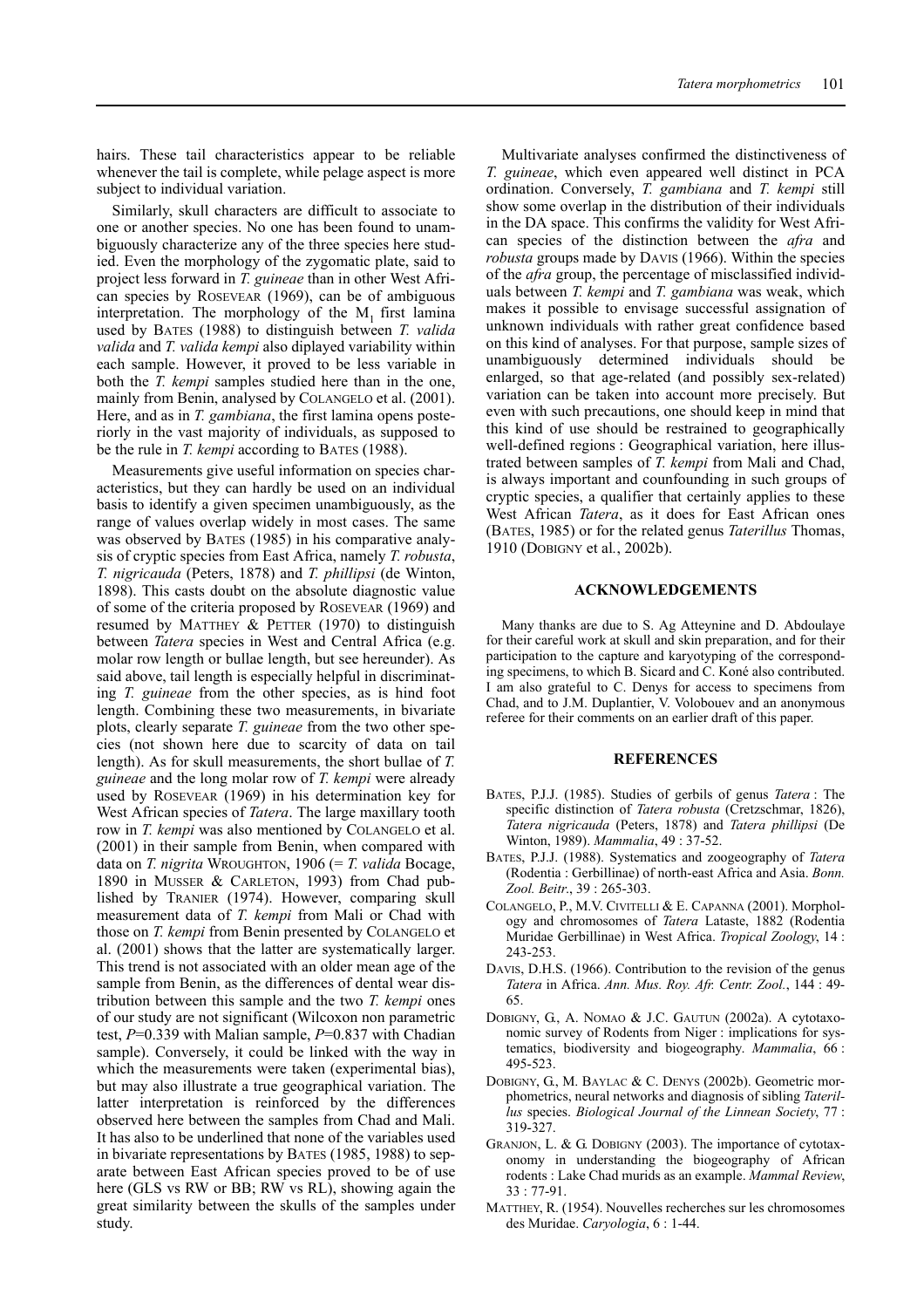hairs. These tail characteristics appear to be reliable whenever the tail is complete, while pelage aspect is more subject to individual variation.

Similarly, skull characters are difficult to associate to one or another species. No one has been found to unambiguously characterize any of the three species here studied. Even the morphology of the zygomatic plate, said to project less forward in *T. guineae* than in other West African species by Rosevear (1969), can be of ambiguous interpretation. The morphology of the $M_1$ first lamina used by Bates (1988) to distinguish between *T. valida valida* and *T. valida kempi* also diplayed variability within each sample. However, it proved to be less variable in both the *T. kempi* samples studied here than in the one, mainly from Benin, analysed by Colangelo et al. (2001). Here, and as in *T. gambiana*, the first lamina opens posteriorly in the vast majority of individuals, as supposed to be the rule in *T. kempi* according to Bates (1988).

Measurements give useful information on species characteristics, but they can hardly be used on an individual basis to identify a given specimen unambiguously, as the range of values overlap widely in most cases. The same was observed by Bates (1985) in his comparative analysis of cryptic species from East Africa, namely *T. robusta*, *T. nigricauda* (Peters, 1878) and *T. phillipsi* (de Winton, 1898). This casts doubt on the absolute diagnostic value of some of the criteria proposed by Rosevear (1969) and resumed by Matthey & Petter (1970) to distinguish between *Tatera* species in West and Central Africa (e.g. molar row length or bullae length, but see hereunder). As said above, tail length is especially helpful in discriminating *T. guineae* from the other species, as is hind foot length. Combining these two measurements, in bivariate plots, clearly separate *T. guineae* from the two other species (not shown here due to scarcity of data on tail length). As for skull measurements, the short bullae of *T. guineae* and the long molar row of *T. kempi* were already used by Rosevear (1969) in his determination key for West African species of *Tatera*. The large maxillary tooth row in *T. kempi* was also mentioned by Colangelo et al. (2001) in their sample from Benin, when compared with data on *T. nigrita* Wroughton, 1906 (= *T. valida* Bocage, 1890 in Musser & Carleton, 1993) from Chad published by Tranier (1974). However, comparing skull measurement data of *T. kempi* from Mali or Chad with those on *T. kempi* from Benin presented by Colangelo et al. (2001) shows that the latter are systematically larger. This trend is not associated with an older mean age of the sample from Benin, as the differences of dental wear distribution between this sample and the two *T. kempi* ones of our study are not significant (Wilcoxon non parametric test, $P$=0.339 with Malian sample, $P$=0.837 with Chadian sample). Conversely, it could be linked with the way in which the measurements were taken (experimental bias), but may also illustrate a true geographical variation. The latter interpretation is reinforced by the differences observed here between the samples from Chad and Mali. It has also to be underlined that none of the variables used in bivariate representations by Bates (1985, 1988) to separate between East African species proved to be of use here (GLS vs RW or BB; RW vs RL), showing again the great similarity between the skulls of the samples under study.

Multivariate analyses confirmed the distinctiveness of *T. guineae*, which even appeared well distinct in PCA ordination. Conversely, *T. gambiana* and *T. kempi* still show some overlap in the distribution of their individuals in the DA space. This confirms the validity for West African species of the distinction between the *afra* and *robusta* groups made by Davis (1966). Within the species of the *afra* group, the percentage of misclassified individuals between *T. kempi* and *T. gambiana* was weak, which makes it possible to envisage successful assignation of unknown individuals with rather great confidence based on this kind of analyses. For that purpose, sample sizes of unambiguously determined individuals should be enlarged, so that age-related (and possibly sex-related) variation can be taken into account more precisely. But even with such precautions, one should keep in mind that this kind of use should be restrained to geographically well-defined regions : Geographical variation, here illustrated between samples of *T. kempi* from Mali and Chad, is always important and counfounding in such groups of cryptic species, a qualifier that certainly applies to these West African *Tatera*, as it does for East African ones (Bates, 1985) or for the related genus *Taterillus* Thomas, 1910 (Dobigny et al., 2002b).

## ACKNOWLEDGEMENTS

Many thanks are due to S. Ag Atteynine and D. Abdoulaye for their careful work at skull and skin preparation, and for their participation to the capture and karyotyping of the corresponding specimens, to which B. Sicard and C. Koné also contributed. I am also grateful to C. Denys for access to specimens from Chad, and to J.M. Duplantier, V. Volobouev and an anonymous referee for their comments on an earlier draft of this paper.

## REFERENCES

Bates, P.J.J. (1985). Studies of gerbils of genus *Tatera* : The specific distinction of *Tatera robusta* (Cretzschmar, 1826), *Tatera nigricauda* (Peters, 1878) and *Tatera phillipsi* (De Winton, 1989). *Mammalia*, 49 : 37-52.

Bates, P.J.J. (1988). Systematics and zoogeography of *Tatera* (Rodentia : Gerbillinae) of north-east Africa and Asia. *Bonn. Zool. Beitr.*, 39 : 265-303.

Colangelo, P., M.V. Civitelli & E. Capanna (2001). Morphology and chromosomes of *Tatera* Lataste, 1882 (Rodentia Muridae Gerbillinae) in West Africa. *Tropical Zoology*, 14 : 243-253.

Davis, D.H.S. (1966). Contribution to the revision of the genus *Tatera* in Africa. *Ann. Mus. Roy. Afr. Centr. Zool.*, 144 : 49-65.

Dobigny, G., A. Nomao & J.C. Gautun (2002a). A cytotaxonomic survey of Rodents from Niger : implications for systematics, biodiversity and biogeography. *Mammalia*, 66 : 495-523.

Dobigny, G., M. Baylac & C. Denys (2002b). Geometric morphometrics, neural networks and diagnosis of sibling *Taterillus* species. *Biological Journal of the Linnean Society*, 77 : 319-327.

Granjon, L. & G. Dobigny (2003). The importance of cytotaxonomy in understanding the biogeography of African rodents : Lake Chad murids as an example. *Mammal Review*, 33 : 77-91.

Matthey, R. (1954). Nouvelles recherches sur les chromosomes des Muridae. *Caryologia*, 6 : 1-44.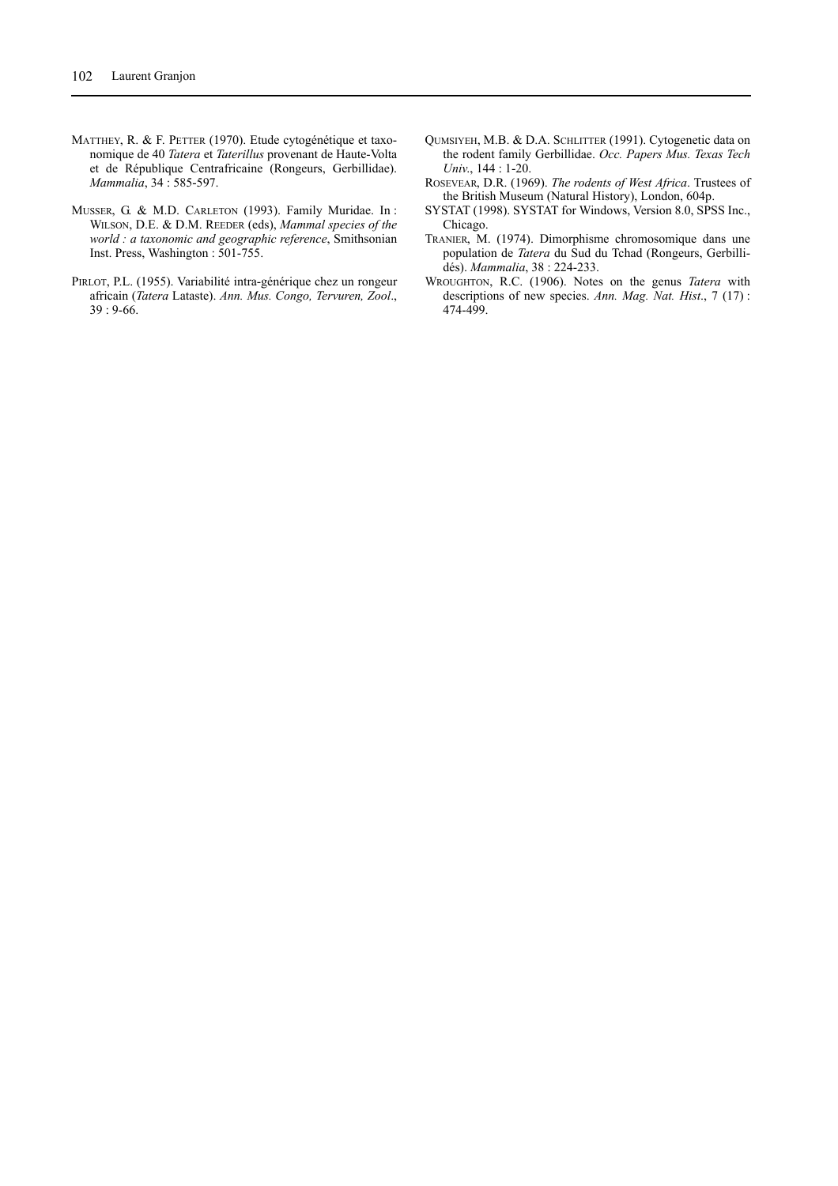Matthey, R. & F. Petter (1970). Etude cytogénétique et taxonomique de 40 *Tatera* et *Taterillus* provenant de Haute-Volta et de République Centrafricaine (Rongeurs, Gerbillidae). *Mammalia*, 34 : 585-597.

Musser, G. & M.D. Carleton (1993). Family Muridae. In : Wilson, D.E. & D.M. Reeder (eds), *Mammal species of the world : a taxonomic and geographic reference*, Smithsonian Inst. Press, Washington : 501-755.

Pirlot, P.L. (1955). Variabilité intra-générique chez un rongeur africain (*Tatera* Lataste). *Ann. Mus. Congo, Tervuren, Zool*., 39 : 9-66.

Qumsiyeh, M.B. & D.A. Schlitter (1991). Cytogenetic data on the rodent family Gerbillidae. *Occ. Papers Mus. Texas Tech Univ*., 144 : 1-20.

Rosevear, D.R. (1969). *The rodents of West Africa*. Trustees of the British Museum (Natural History), London, 604p.

SYSTAT (1998). SYSTAT for Windows, Version 8.0, SPSS Inc., Chicago.

Tranier, M. (1974). Dimorphisme chromosomique dans une population de *Tatera* du Sud du Tchad (Rongeurs, Gerbillidés). *Mammalia*, 38 : 224-233.

Wroughton, R.C. (1906). Notes on the genus *Tatera* with descriptions of new species. *Ann. Mag. Nat. Hist*., 7 (17) : 474-499.